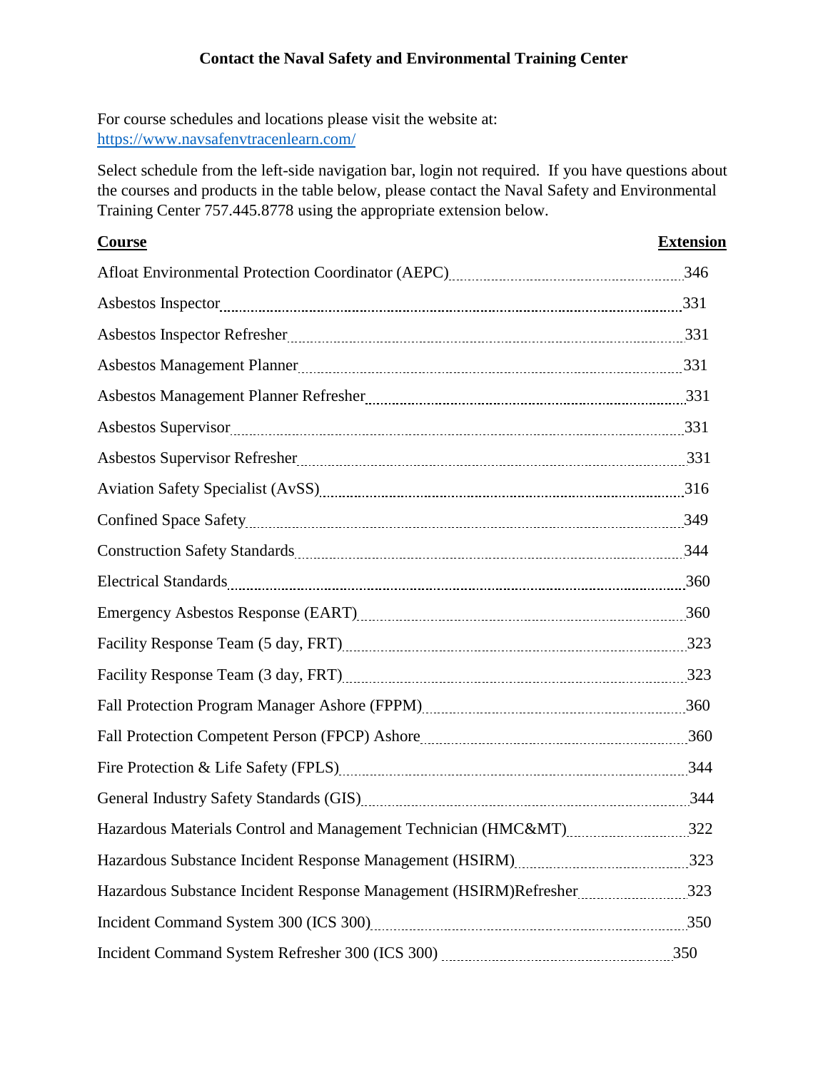## Contact the Naval Safety and Environmental Training Center

For course schedules and locations please visit the website at:
[https://www.navsafenvtracenlearn.com/](https://www.navsafenvtracenlearn.com/)

Select schedule from the left-side navigation bar, login not required. If you have questions about the courses and products in the table below, please contact the Naval Safety and Environmental Training Center 757.445.8778 using the appropriate extension below.

| **Course** | **Extension** |
|---|---|
| Afloat Environmental Protection Coordinator (AEPC) | 346 |
| Asbestos Inspector | 331 |
| Asbestos Inspector Refresher | 331 |
| Asbestos Management Planner | 331 |
| Asbestos Management Planner Refresher | 331 |
| Asbestos Supervisor | 331 |
| Asbestos Supervisor Refresher | 331 |
| Aviation Safety Specialist (AvSS) | 316 |
| Confined Space Safety | 349 |
| Construction Safety Standards | 344 |
| Electrical Standards | 360 |
| Emergency Asbestos Response (EART) | 360 |
| Facility Response Team (5 day, FRT) | 323 |
| Facility Response Team (3 day, FRT) | 323 |
| Fall Protection Program Manager Ashore (FPPM) | 360 |
| Fall Protection Competent Person (FPCP) Ashore | 360 |
| Fire Protection & Life Safety (FPLS) | 344 |
| General Industry Safety Standards (GIS) | 344 |
| Hazardous Materials Control and Management Technician (HMC&MT) | 322 |
| Hazardous Substance Incident Response Management (HSIRM) | 323 |
| Hazardous Substance Incident Response Management (HSIRM)Refresher | 323 |
| Incident Command System 300 (ICS 300) | 350 |
| Incident Command System Refresher 300 (ICS 300) | 350 |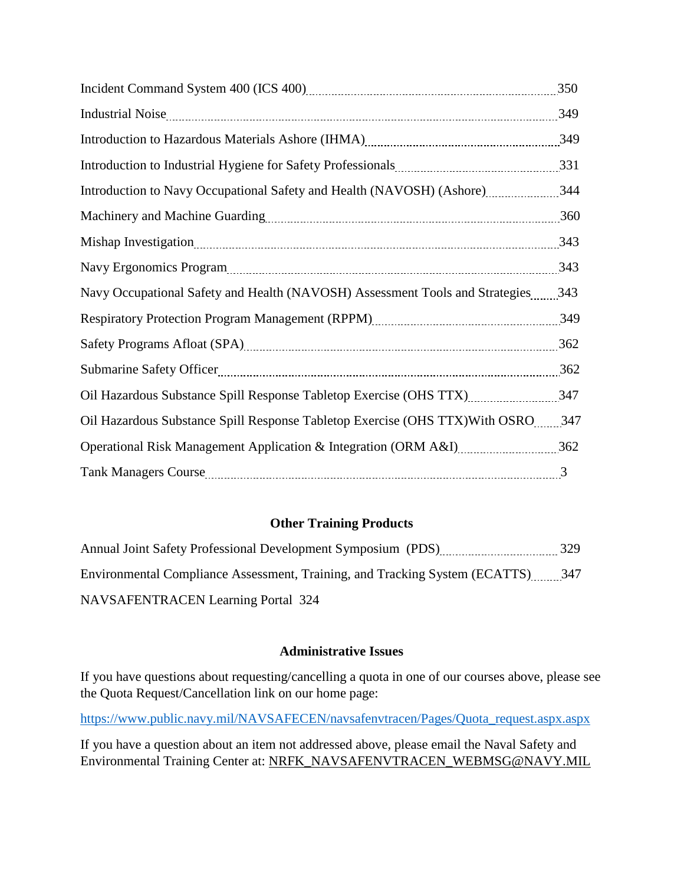Incident Command System 400 (ICS 400) 350

Industrial Noise 349

Introduction to Hazardous Materials Ashore (IHMA) 349

Introduction to Industrial Hygiene for Safety Professionals 331

Introduction to Navy Occupational Safety and Health (NAVOSH) (Ashore) 344

Machinery and Machine Guarding 360

Mishap Investigation 343

Navy Ergonomics Program 343

Navy Occupational Safety and Health (NAVOSH) Assessment Tools and Strategies 343

Respiratory Protection Program Management (RPPM) 349

Safety Programs Afloat (SPA) 362

Submarine Safety Officer 362

Oil Hazardous Substance Spill Response Tabletop Exercise (OHS TTX) 347

Oil Hazardous Substance Spill Response Tabletop Exercise (OHS TTX)With OSRO 347

Operational Risk Management Application & Integration (ORM A&I) 362

Tank Managers Course 3

## Other Training Products

Annual Joint Safety Professional Development Symposium (PDS) 329

Environmental Compliance Assessment, Training, and Tracking System (ECATTS) 347

NAVSAFENTRACEN Learning Portal 324

## Administrative Issues

If you have questions about requesting/cancelling a quota in one of our courses above, please see the Quota Request/Cancellation link on our home page:

https://www.public.navy.mil/NAVSAFECEN/navsafenvtracen/Pages/Quota_request.aspx.aspx

If you have a question about an item not addressed above, please email the Naval Safety and Environmental Training Center at: NRFK_NAVSAFENVTRACEN_WEBMSG@NAVY.MIL